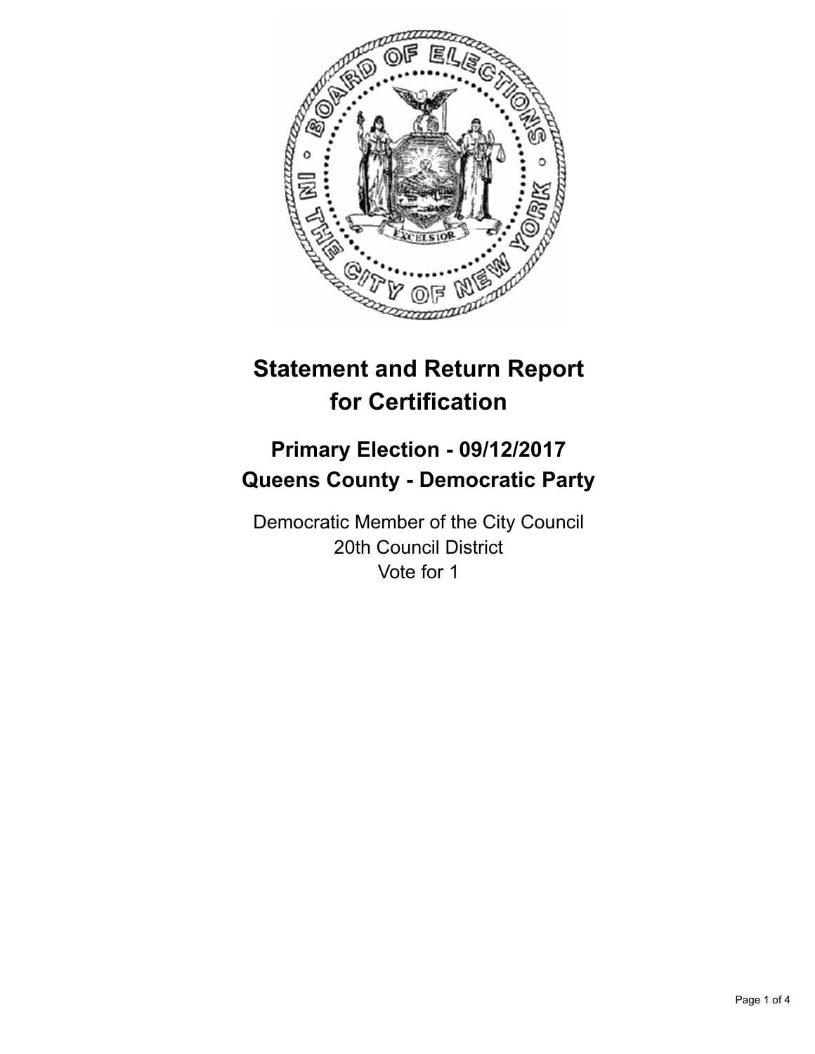# Statement and Return Report for Certification

## Primary Election - 09/12/2017
## Queens County - Democratic Party

Democratic Member of the City Council
20th Council District
Vote for 1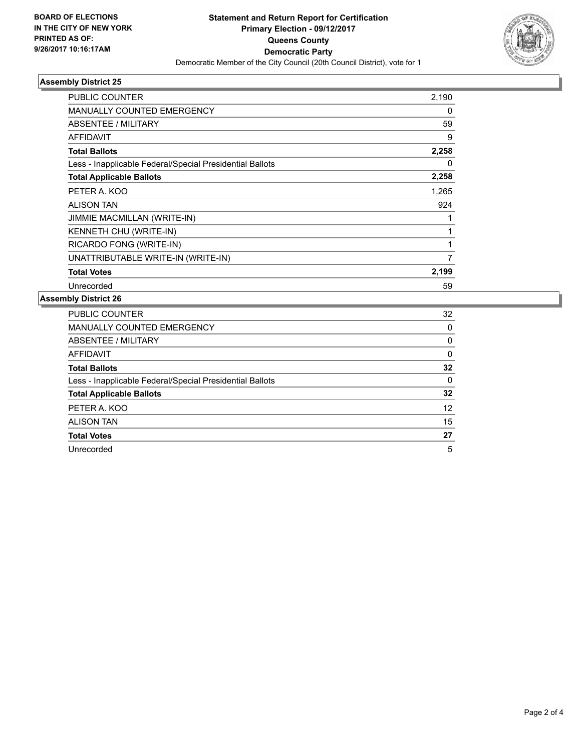BOARD OF ELECTIONS
IN THE CITY OF NEW YORK
PRINTED AS OF:
9/26/2017 10:16:17AM

# Statement and Return Report for Certification
## Primary Election - 09/12/2017
## Queens County
## Democratic Party

Democratic Member of the City Council (20th Council District), vote for 1

### Assembly District 25

| | |
|---|---|
| PUBLIC COUNTER | 2,190 |
| MANUALLY COUNTED EMERGENCY | 0 |
| ABSENTEE / MILITARY | 59 |
| AFFIDAVIT | 9 |
| **Total Ballots** | **2,258** |
| Less - Inapplicable Federal/Special Presidential Ballots | 0 |
| **Total Applicable Ballots** | **2,258** |
| PETER A. KOO | 1,265 |
| ALISON TAN | 924 |
| JIMMIE MACMILLAN (WRITE-IN) | 1 |
| KENNETH CHU (WRITE-IN) | 1 |
| RICARDO FONG (WRITE-IN) | 1 |
| UNATTRIBUTABLE WRITE-IN (WRITE-IN) | 7 |
| **Total Votes** | **2,199** |
| Unrecorded | 59 |

### Assembly District 26

| | |
|---|---|
| PUBLIC COUNTER | 32 |
| MANUALLY COUNTED EMERGENCY | 0 |
| ABSENTEE / MILITARY | 0 |
| AFFIDAVIT | 0 |
| **Total Ballots** | **32** |
| Less - Inapplicable Federal/Special Presidential Ballots | 0 |
| **Total Applicable Ballots** | **32** |
| PETER A. KOO | 12 |
| ALISON TAN | 15 |
| **Total Votes** | **27** |
| Unrecorded | 5 |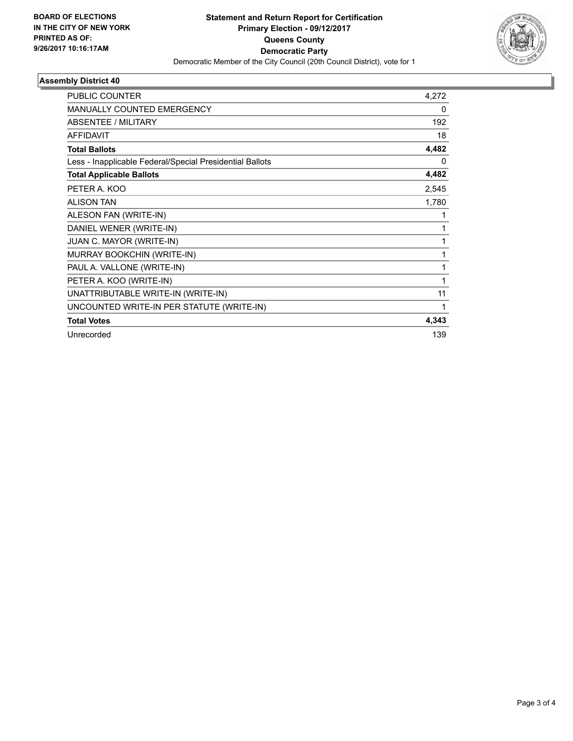**BOARD OF ELECTIONS IN THE CITY OF NEW YORK PRINTED AS OF: 9/26/2017 10:16:17AM**

**Statement and Return Report for Certification**
**Primary Election - 09/12/2017**
**Queens County**
**Democratic Party**
Democratic Member of the City Council (20th Council District), vote for 1

### Assembly District 40

| | |
|---|---|
| PUBLIC COUNTER | 4,272 |
| MANUALLY COUNTED EMERGENCY | 0 |
| ABSENTEE / MILITARY | 192 |
| AFFIDAVIT | 18 |
| **Total Ballots** | **4,482** |
| Less - Inapplicable Federal/Special Presidential Ballots | 0 |
| **Total Applicable Ballots** | **4,482** |
| PETER A. KOO | 2,545 |
| ALISON TAN | 1,780 |
| ALESON FAN (WRITE-IN) | 1 |
| DANIEL WENER (WRITE-IN) | 1 |
| JUAN C. MAYOR (WRITE-IN) | 1 |
| MURRAY BOOKCHIN (WRITE-IN) | 1 |
| PAUL A. VALLONE (WRITE-IN) | 1 |
| PETER A. KOO (WRITE-IN) | 1 |
| UNATTRIBUTABLE WRITE-IN (WRITE-IN) | 11 |
| UNCOUNTED WRITE-IN PER STATUTE (WRITE-IN) | 1 |
| **Total Votes** | **4,343** |
| Unrecorded | 139 |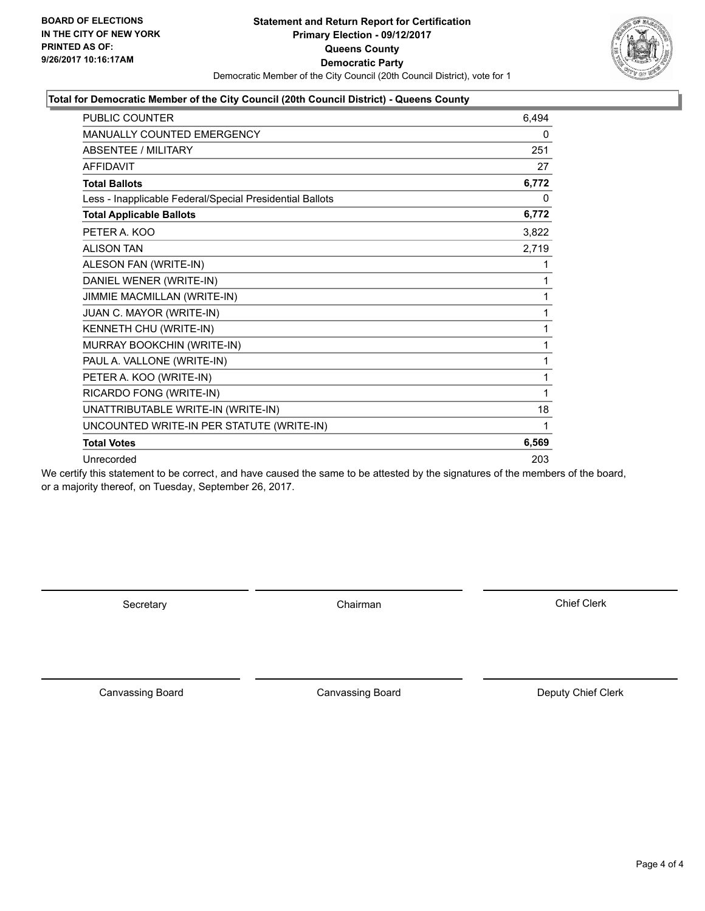**BOARD OF ELECTIONS**
**IN THE CITY OF NEW YORK**
**PRINTED AS OF:**
**9/26/2017 10:16:17AM**

# Statement and Return Report for Certification
## Primary Election - 09/12/2017
## Queens County
## Democratic Party

Democratic Member of the City Council (20th Council District), vote for 1

### Total for Democratic Member of the City Council (20th Council District) - Queens County

| | |
|---|---|
| PUBLIC COUNTER | 6,494 |
| MANUALLY COUNTED EMERGENCY | 0 |
| ABSENTEE / MILITARY | 251 |
| AFFIDAVIT | 27 |
| **Total Ballots** | **6,772** |
| Less - Inapplicable Federal/Special Presidential Ballots | 0 |
| **Total Applicable Ballots** | **6,772** |
| PETER A. KOO | 3,822 |
| ALISON TAN | 2,719 |
| ALESON FAN (WRITE-IN) | 1 |
| DANIEL WENER (WRITE-IN) | 1 |
| JIMMIE MACMILLAN (WRITE-IN) | 1 |
| JUAN C. MAYOR (WRITE-IN) | 1 |
| KENNETH CHU (WRITE-IN) | 1 |
| MURRAY BOOKCHIN (WRITE-IN) | 1 |
| PAUL A. VALLONE (WRITE-IN) | 1 |
| PETER A. KOO (WRITE-IN) | 1 |
| RICARDO FONG (WRITE-IN) | 1 |
| UNATTRIBUTABLE WRITE-IN (WRITE-IN) | 18 |
| UNCOUNTED WRITE-IN PER STATUTE (WRITE-IN) | 1 |
| **Total Votes** | **6,569** |
| Unrecorded | 203 |

We certify this statement to be correct, and have caused the same to be attested by the signatures of the members of the board, or a majority thereof, on Tuesday, September 26, 2017.

Secretary

Chairman

Chief Clerk

Canvassing Board

Canvassing Board

Deputy Chief Clerk